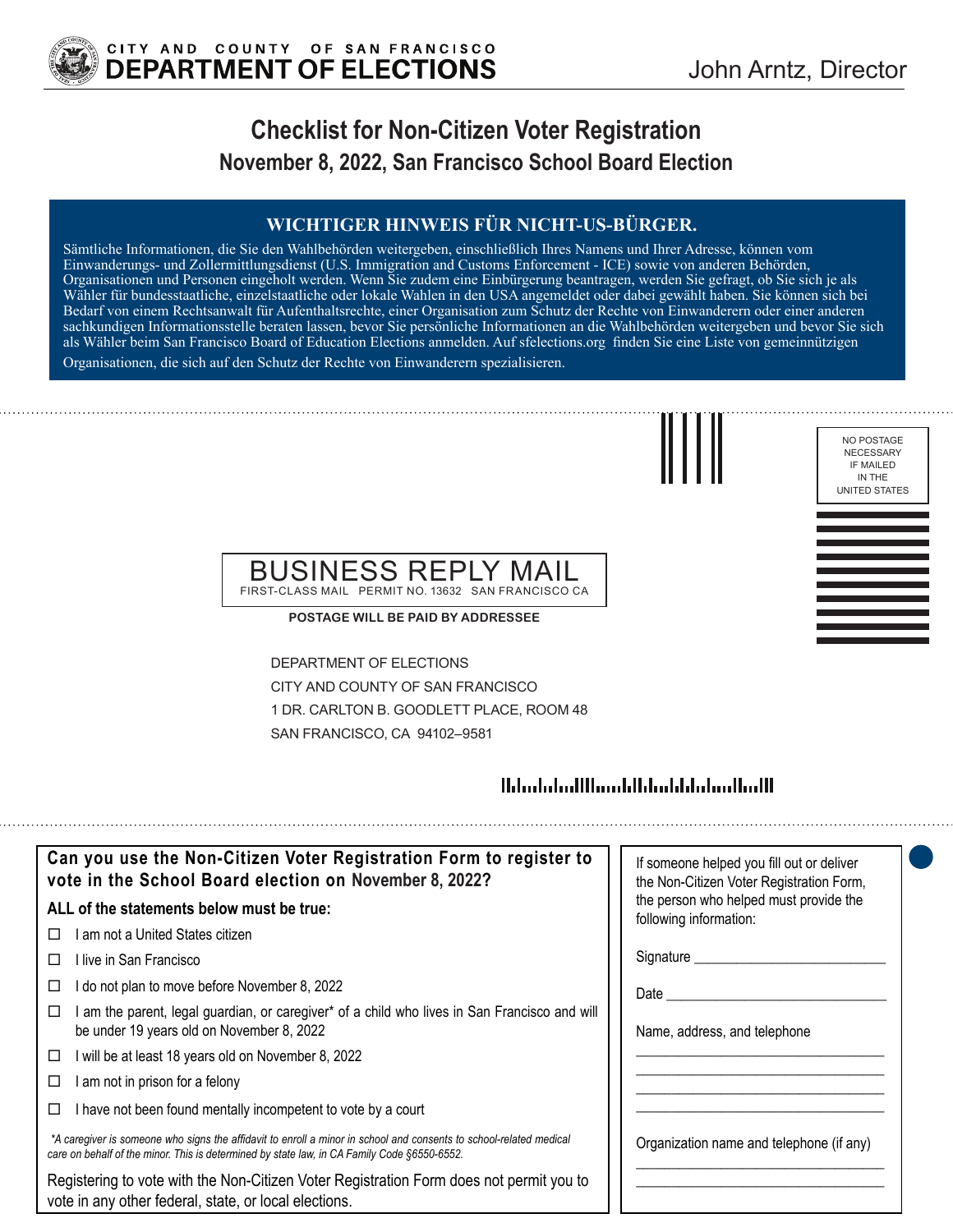CITY AND COUNTY OF SAN FRANCISCO
**DEPARTMENT OF ELECTIONS**

John Arntz, Director

# Checklist for Non-Citizen Voter Registration

## November 8, 2022, San Francisco School Board Election

**WICHTIGER HINWEIS FÜR NICHT-US-BÜRGER.**

Sämtliche Informationen, die Sie den Wahlbehörden weitergeben, einschließlich Ihres Namens und Ihrer Adresse, können vom Einwanderungs- und Zollermittlungsdienst (U.S. Immigration and Customs Enforcement - ICE) sowie von anderen Behörden, Organisationen und Personen eingeholt werden. Wenn Sie zudem eine Einbürgerung beantragen, werden Sie gefragt, ob Sie sich je als Wähler für bundesstaatliche, einzelstaatliche oder lokale Wahlen in den USA angemeldet oder dabei gewählt haben. Sie können sich bei Bedarf von einem Rechtsanwalt für Aufenthaltsrechte, einer Organisation zum Schutz der Rechte von Einwanderern oder einer anderen sachkundigen Informationsstelle beraten lassen, bevor Sie persönliche Informationen an die Wahlbehörden weitergeben und bevor Sie sich als Wähler beim San Francisco Board of Education Elections anmelden. Auf sfelections.org finden Sie eine Liste von gemeinnützigen Organisationen, die sich auf den Schutz der Rechte von Einwanderern spezialisieren.

NO POSTAGE NECESSARY IF MAILED IN THE UNITED STATES

BUSINESS REPLY MAIL
FIRST-CLASS MAIL PERMIT NO. 13632 SAN FRANCISCO CA

**POSTAGE WILL BE PAID BY ADDRESSEE**

DEPARTMENT OF ELECTIONS
CITY AND COUNTY OF SAN FRANCISCO
1 DR. CARLTON B. GOODLETT PLACE, ROOM 48
SAN FRANCISCO, CA 94102–9581

### Can you use the Non-Citizen Voter Registration Form to register to vote in the School Board election on November 8, 2022?

**ALL of the statements below must be true:**

- ☐ I am not a United States citizen
- ☐ I live in San Francisco
- ☐ I do not plan to move before November 8, 2022
- ☐ I am the parent, legal guardian, or caregiver* of a child who lives in San Francisco and will be under 19 years old on November 8, 2022
- ☐ I will be at least 18 years old on November 8, 2022
- ☐ I am not in prison for a felony
- ☐ I have not been found mentally incompetent to vote by a court

*\*A caregiver is someone who signs the affidavit to enroll a minor in school and consents to school-related medical care on behalf of the minor. This is determined by state law, in CA Family Code §6550-6552.*

Registering to vote with the Non-Citizen Voter Registration Form does not permit you to vote in any other federal, state, or local elections.

If someone helped you fill out or deliver the Non-Citizen Voter Registration Form, the person who helped must provide the following information:

Signature ___________________________

Date ________________________________

Name, address, and telephone

___________________________________
___________________________________
___________________________________
___________________________________

Organization name and telephone (if any)

___________________________________
___________________________________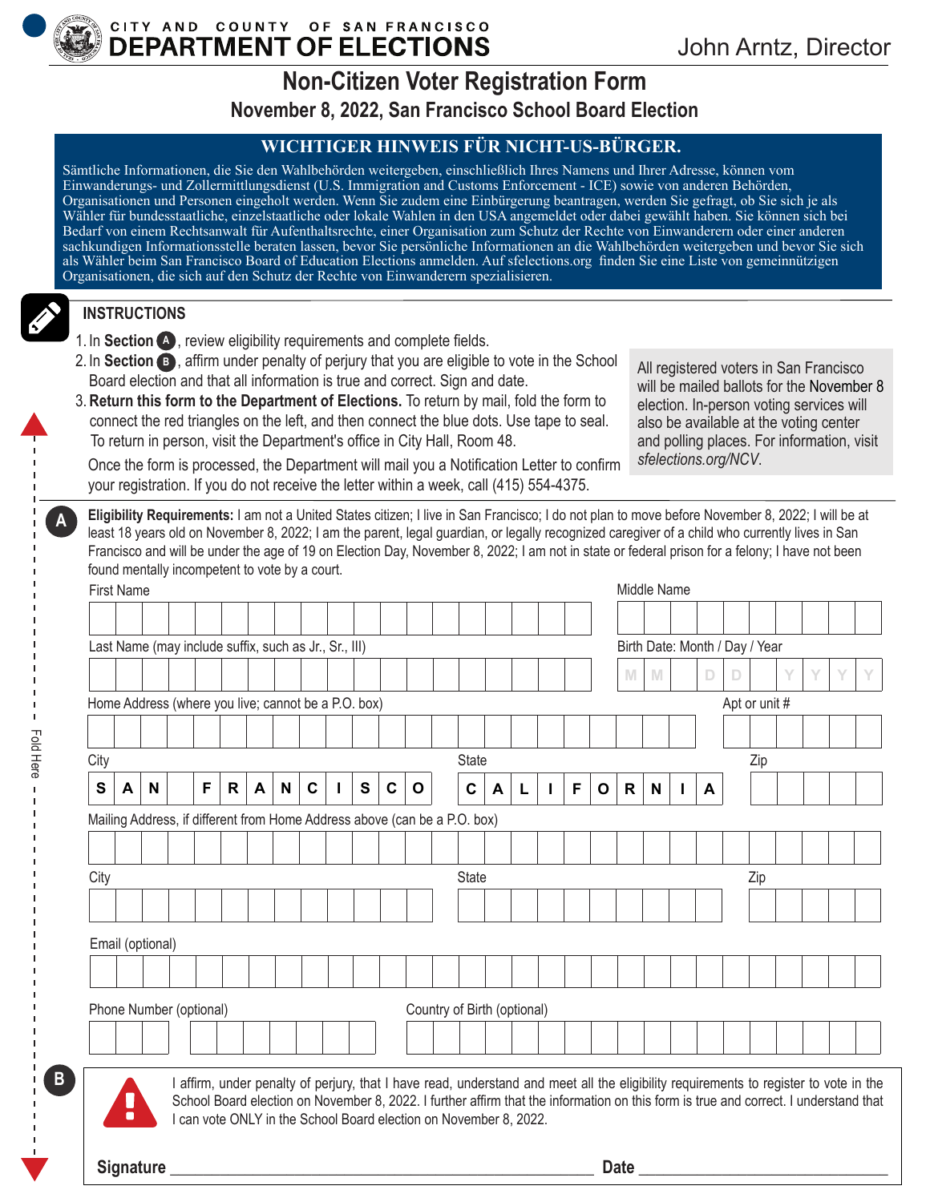CITY AND COUNTY OF SAN FRANCISCO
**DEPARTMENT OF ELECTIONS**

John Arntz, Director

# Non-Citizen Voter Registration Form

## November 8, 2022, San Francisco School Board Election

### WICHTIGER HINWEIS FÜR NICHT-US-BÜRGER.

Sämtliche Informationen, die Sie den Wahlbehörden weitergeben, einschließlich Ihres Namens und Ihrer Adresse, können vom Einwanderungs- und Zollermittlungsdienst (U.S. Immigration and Customs Enforcement - ICE) sowie von anderen Behörden, Organisationen und Personen eingeholt werden. Wenn Sie zudem eine Einbürgerung beantragen, werden Sie gefragt, ob Sie sich je als Wähler für bundesstaatliche, einzelstaatliche oder lokale Wahlen in den USA angemeldet oder dabei gewählt haben. Sie können sich bei Bedarf von einem Rechtsanwalt für Aufenthaltsrechte, einer Organisation zum Schutz der Rechte von Einwanderern oder einer anderen sachkundigen Informationsstelle beraten lassen, bevor Sie persönliche Informationen an die Wahlbehörden weitergeben und bevor Sie sich als Wähler beim San Francisco Board of Education Elections anmelden. Auf sfelections.org finden Sie eine Liste von gemeinnützigen Organisationen, die sich auf den Schutz der Rechte von Einwanderern spezialisieren.

### INSTRUCTIONS

1. In **Section A**, review eligibility requirements and complete fields.
2. In **Section B**, affirm under penalty of perjury that you are eligible to vote in the School Board election and that all information is true and correct. Sign and date.
3. **Return this form to the Department of Elections.** To return by mail, fold the form to connect the red triangles on the left, and then connect the blue dots. Use tape to seal. To return in person, visit the Department's office in City Hall, Room 48.

Once the form is processed, the Department will mail you a Notification Letter to confirm your registration. If you do not receive the letter within a week, call (415) 554-4375.

All registered voters in San Francisco will be mailed ballots for the November 8 election. In-person voting services will also be available at the voting center and polling places. For information, visit *sfelections.org/NCV*.

Fold Here

**A**

**Eligibility Requirements:** I am not a United States citizen; I live in San Francisco; I do not plan to move before November 8, 2022; I will be at least 18 years old on November 8, 2022; I am the parent, legal guardian, or legally recognized caregiver of a child who currently lives in San Francisco and will be under the age of 19 on Election Day, November 8, 2022; I am not in state or federal prison for a felony; I have not been found mentally incompetent to vote by a court.

First Name | Middle Name

Last Name (may include suffix, such as Jr., Sr., III) | Birth Date: Month / Day / Year (M M / D D / Y Y Y Y)

Home Address (where you live; cannot be a P.O. box) | Apt or unit #

City: S A N F R A N C I S C O | State: C A L I F O R N I A | Zip

Mailing Address, if different from Home Address above (can be a P.O. box)

City | State | Zip

Email (optional)

Phone Number (optional) | Country of Birth (optional)

**B**

I affirm, under penalty of perjury, that I have read, understand and meet all the eligibility requirements to register to vote in the School Board election on November 8, 2022. I further affirm that the information on this form is true and correct. I understand that I can vote ONLY in the School Board election on November 8, 2022.

**Signature** ____________________ **Date** ____________________